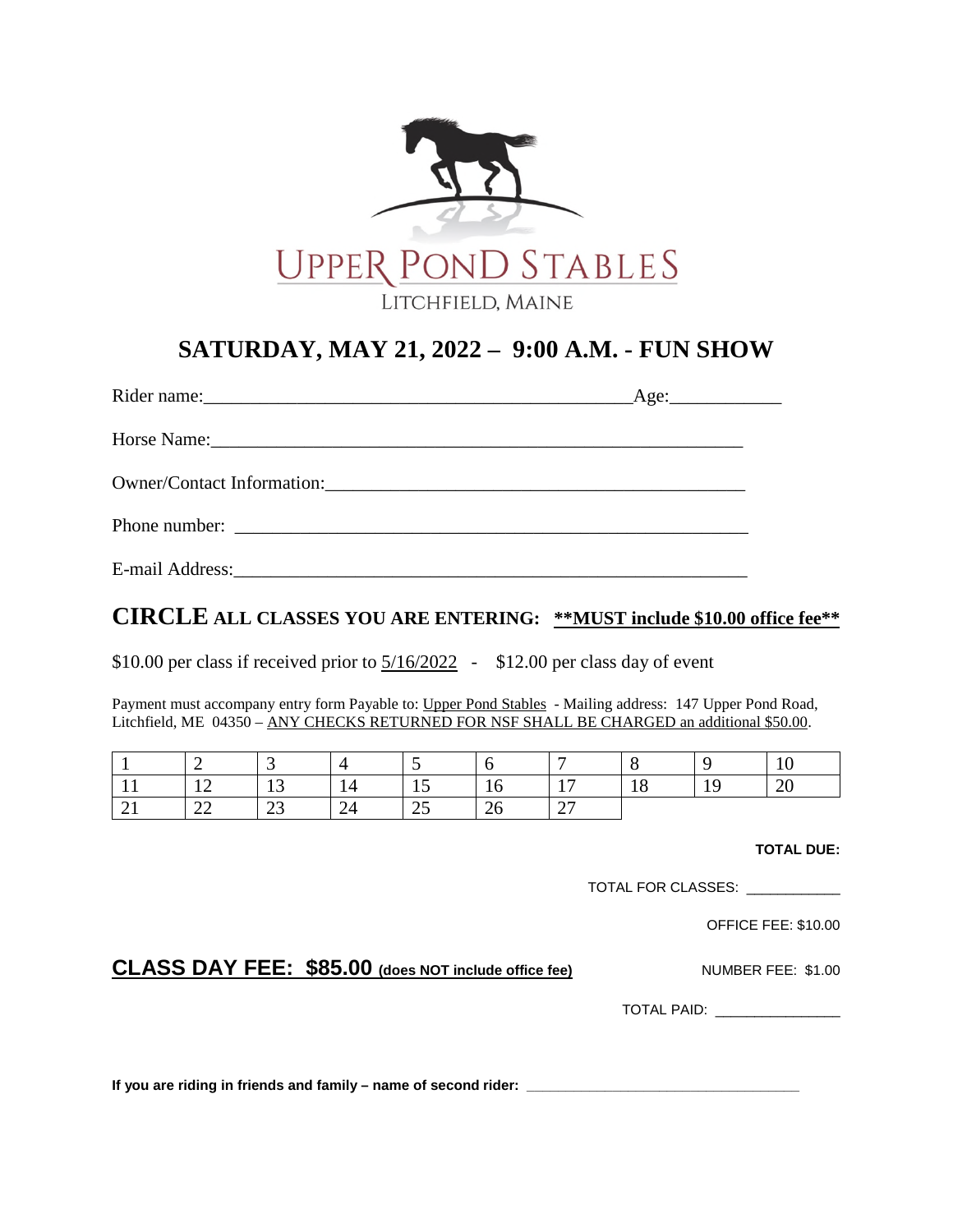UPPER POND STABLES

LITCHFIELD, MAINE

# SATURDAY, MAY 21, 2022 – 9:00 A.M. - FUN SHOW

Rider name:_______________________________________________Age:____________

Horse Name:___________________________________________________________

Owner/Contact Information:______________________________________________

Phone number: _________________________________________________________

E-mail Address:_________________________________________________________

## CIRCLE ALL CLASSES YOU ARE ENTERING: **MUST include $10.00 office fee**

$10.00 per class if received prior to 5/16/2022 - $12.00 per class day of event

Payment must accompany entry form Payable to: Upper Pond Stables - Mailing address: 147 Upper Pond Road, Litchfield, ME 04350 – ANY CHECKS RETURNED FOR NSF SHALL BE CHARGED an additional $50.00.

| 1 | 2 | 3 | 4 | 5 | 6 | 7 | 8 | 9 | 10 |
|---|---|---|---|---|---|---|---|---|---|
| 11 | 12 | 13 | 14 | 15 | 16 | 17 | 18 | 19 | 20 |
| 21 | 22 | 23 | 24 | 25 | 26 | 27 | | | |

**TOTAL DUE:**

TOTAL FOR CLASSES: ____________

OFFICE FEE: $10.00

**CLASS DAY FEE: $85.00 (does NOT include office fee)**

NUMBER FEE: $1.00

TOTAL PAID: ________________

**If you are riding in friends and family – name of second rider:** ___________________________________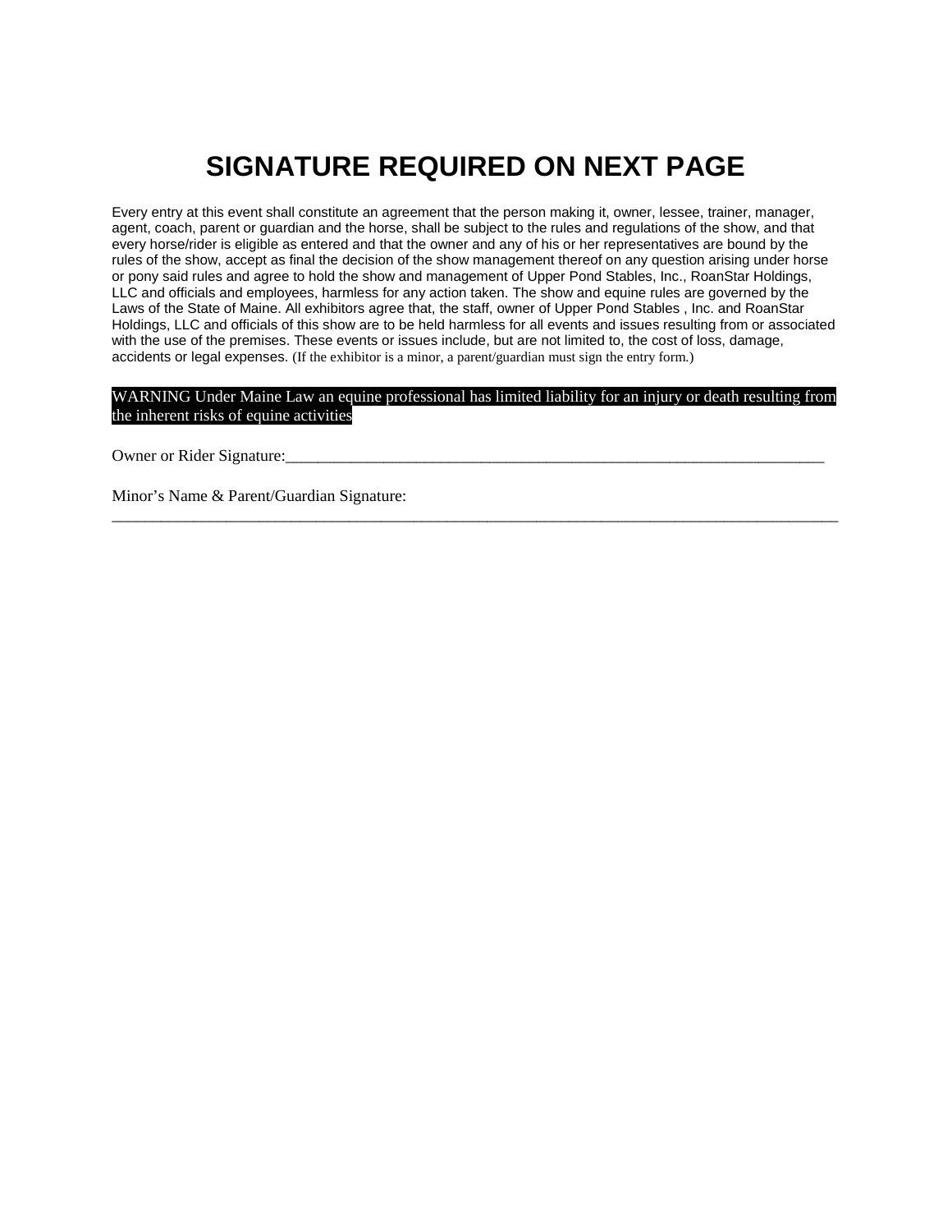# SIGNATURE REQUIRED ON NEXT PAGE

Every entry at this event shall constitute an agreement that the person making it, owner, lessee, trainer, manager, agent, coach, parent or guardian and the horse, shall be subject to the rules and regulations of the show, and that every horse/rider is eligible as entered and that the owner and any of his or her representatives are bound by the rules of the show, accept as final the decision of the show management thereof on any question arising under horse or pony said rules and agree to hold the show and management of Upper Pond Stables, Inc., RoanStar Holdings, LLC and officials and employees, harmless for any action taken. The show and equine rules are governed by the Laws of the State of Maine. All exhibitors agree that, the staff, owner of Upper Pond Stables , Inc. and RoanStar Holdings, LLC and officials of this show are to be held harmless for all events and issues resulting from or associated with the use of the premises. These events or issues include, but are not limited to, the cost of loss, damage, accidents or legal expenses. (If the exhibitor is a minor, a parent/guardian must sign the entry form.)

**WARNING Under Maine Law an equine professional has limited liability for an injury or death resulting from the inherent risks of equine activities**

Owner or Rider Signature:_______________________________________________________________________

Minor's Name & Parent/Guardian Signature:
_______________________________________________________________________________________